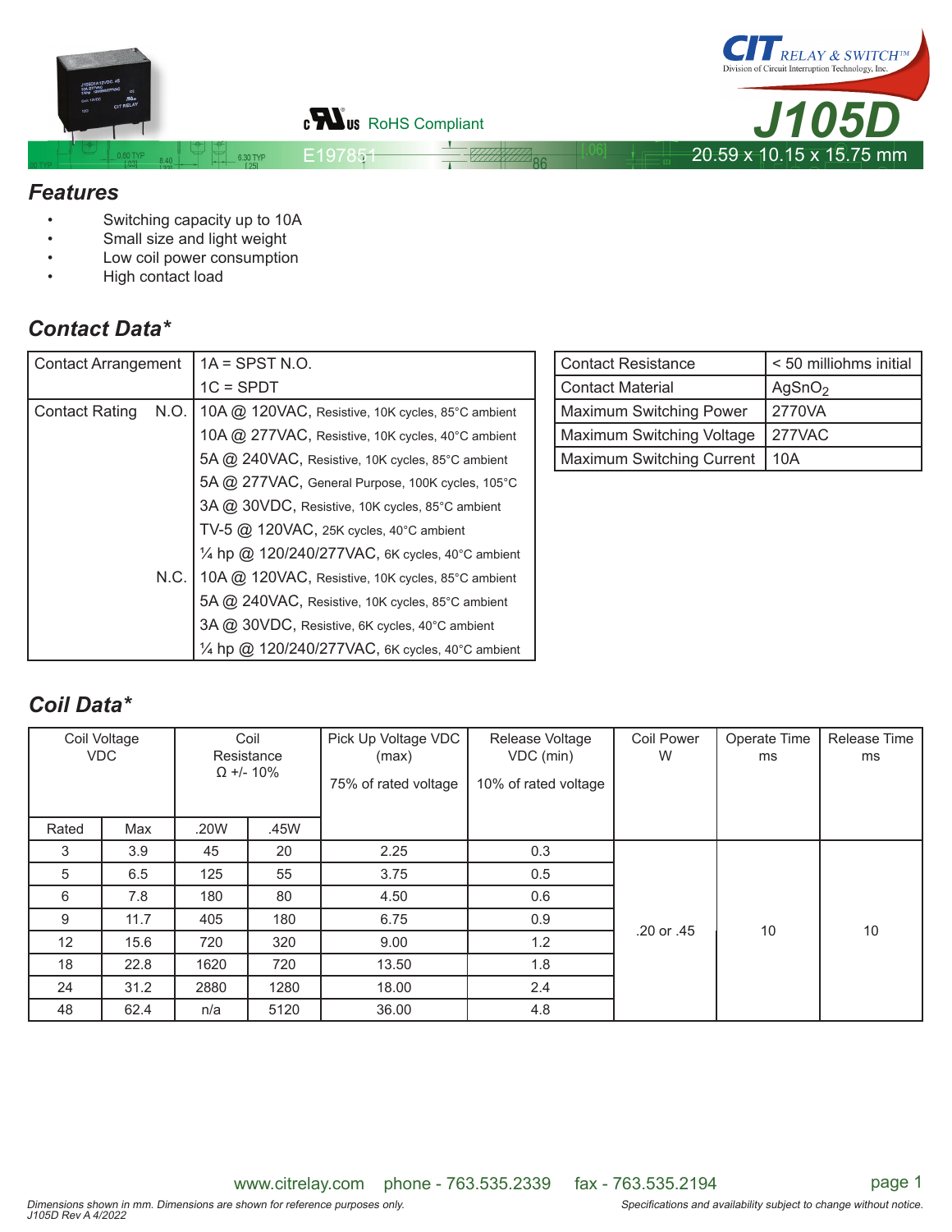CIT RELAY & SWITCH™
Division of Circuit Interruption Technology, Inc.

# J105D

RoHS Compliant

E197851

20.59 x 10.15 x 15.75 mm

## Features

- Switching capacity up to 10A
- Small size and light weight
- Low coil power consumption
- High contact load

## Contact Data*

| | | |
|---|---|---|
| Contact Arrangement | | 1A = SPST N.O. |
| | | 1C = SPDT |
| Contact Rating | N.O. | 10A @ 120VAC, Resistive, 10K cycles, 85°C ambient |
| | | 10A @ 277VAC, Resistive, 10K cycles, 40°C ambient |
| | | 5A @ 240VAC, Resistive, 10K cycles, 85°C ambient |
| | | 5A @ 277VAC, General Purpose, 100K cycles, 105°C |
| | | 3A @ 30VDC, Resistive, 10K cycles, 85°C ambient |
| | | TV-5 @ 120VAC, 25K cycles, 40°C ambient |
| | | ¼ hp @ 120/240/277VAC, 6K cycles, 40°C ambient |
| | N.C. | 10A @ 120VAC, Resistive, 10K cycles, 85°C ambient |
| | | 5A @ 240VAC, Resistive, 10K cycles, 85°C ambient |
| | | 3A @ 30VDC, Resistive, 6K cycles, 40°C ambient |
| | | ¼ hp @ 120/240/277VAC, 6K cycles, 40°C ambient |

| | |
|---|---|
| Contact Resistance | < 50 milliohms initial |
| Contact Material | $AgSnO_2$ |
| Maximum Switching Power | 2770VA |
| Maximum Switching Voltage | 277VAC |
| Maximum Switching Current | 10A |

## Coil Data*

| Coil Voltage VDC | | Coil Resistance Ω +/- 10% | | Pick Up Voltage VDC (max) 75% of rated voltage | Release Voltage VDC (min) 10% of rated voltage | Coil Power W | Operate Time ms | Release Time ms |
|---|---|---|---|---|---|---|---|---|
| Rated | Max | .20W | .45W | | | | | |
| 3 | 3.9 | 45 | 20 | 2.25 | 0.3 | .20 or .45 | 10 | 10 |
| 5 | 6.5 | 125 | 55 | 3.75 | 0.5 | | | |
| 6 | 7.8 | 180 | 80 | 4.50 | 0.6 | | | |
| 9 | 11.7 | 405 | 180 | 6.75 | 0.9 | | | |
| 12 | 15.6 | 720 | 320 | 9.00 | 1.2 | | | |
| 18 | 22.8 | 1620 | 720 | 13.50 | 1.8 | | | |
| 24 | 31.2 | 2880 | 1280 | 18.00 | 2.4 | | | |
| 48 | 62.4 | n/a | 5120 | 36.00 | 4.8 | | | |

www.citrelay.com phone - 763.535.2339 fax - 763.535.2194

Dimensions shown in mm. Dimensions are shown for reference purposes only.
J105D Rev A 4/2022

Specifications and availability subject to change without notice.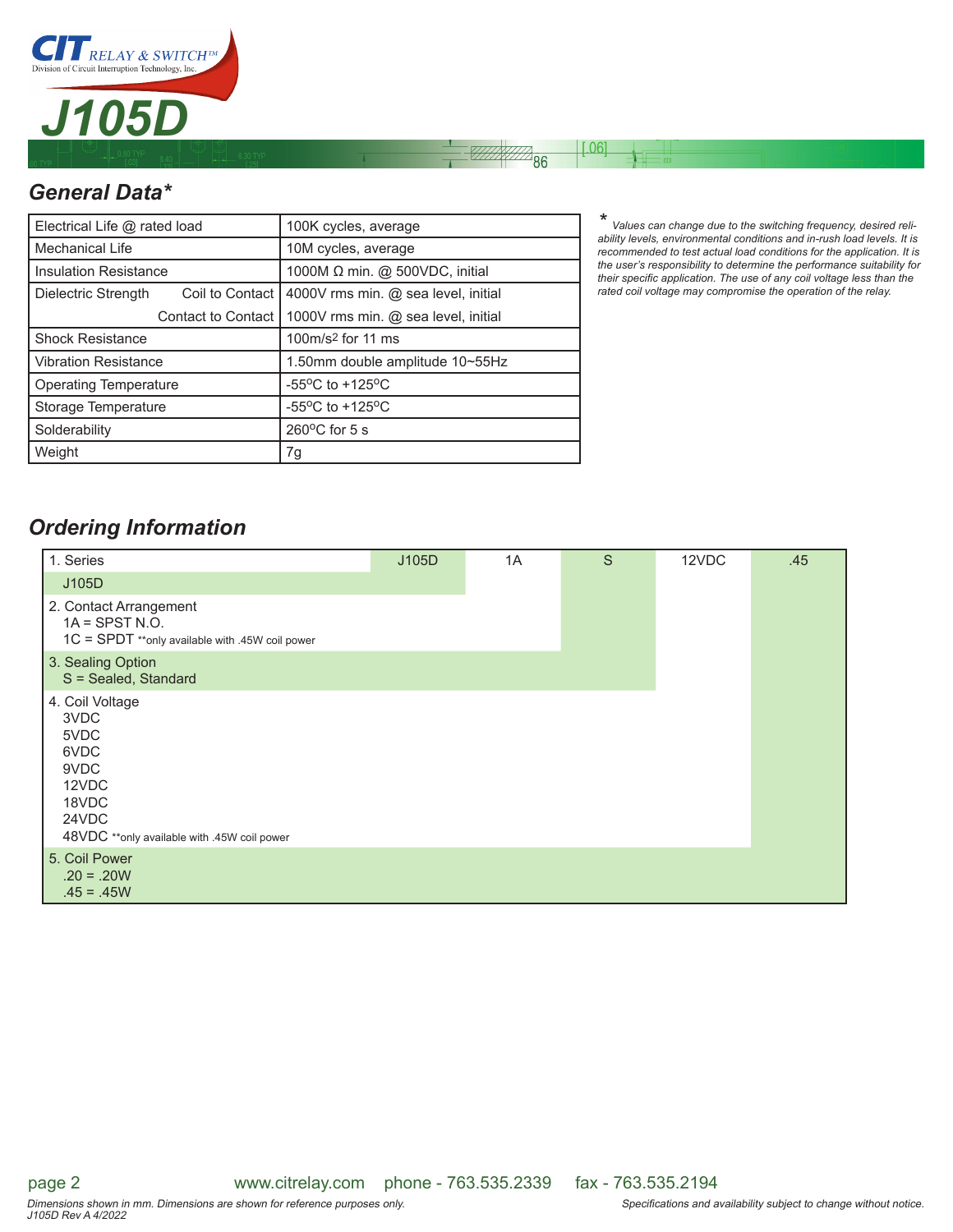# J105D

## General Data*

| | | |
|---|---|---|
| Electrical Life @ rated load | | 100K cycles, average |
| Mechanical Life | | 10M cycles, average |
| Insulation Resistance | | 1000M Ω min. @ 500VDC, initial |
| Dielectric Strength | Coil to Contact | 4000V rms min. @ sea level, initial |
| | Contact to Contact | 1000V rms min. @ sea level, initial |
| Shock Resistance | | 100m/s² for 11 ms |
| Vibration Resistance | | 1.50mm double amplitude 10~55Hz |
| Operating Temperature | | -55°C to +125°C |
| Storage Temperature | | -55°C to +125°C |
| Solderability | | 260°C for 5 s |
| Weight | | 7g |

*\* Values can change due to the switching frequency, desired reliability levels, environmental conditions and in-rush load levels. It is recommended to test actual load conditions for the application. It is the user's responsibility to determine the performance suitability for their specific application. The use of any coil voltage less than the rated coil voltage may compromise the operation of the relay.*

## Ordering Information

| | J105D | 1A | S | 12VDC | .45 |
|---|---|---|---|---|---|
| 1. Series<br>J105D | | | | | |
| 2. Contact Arrangement<br>1A = SPST N.O.<br>1C = SPDT **only available with .45W coil power | | | | | |
| 3. Sealing Option<br>S = Sealed, Standard | | | | | |
| 4. Coil Voltage<br>3VDC<br>5VDC<br>6VDC<br>9VDC<br>12VDC<br>18VDC<br>24VDC<br>48VDC **only available with .45W coil power | | | | | |
| 5. Coil Power<br>.20 = .20W<br>.45 = .45W | | | | | |

www.citrelay.com phone - 763.535.2339 fax - 763.535.2194

*Dimensions shown in mm. Dimensions are shown for reference purposes only.*
*J105D Rev A 4/2022*

*Specifications and availability subject to change without notice.*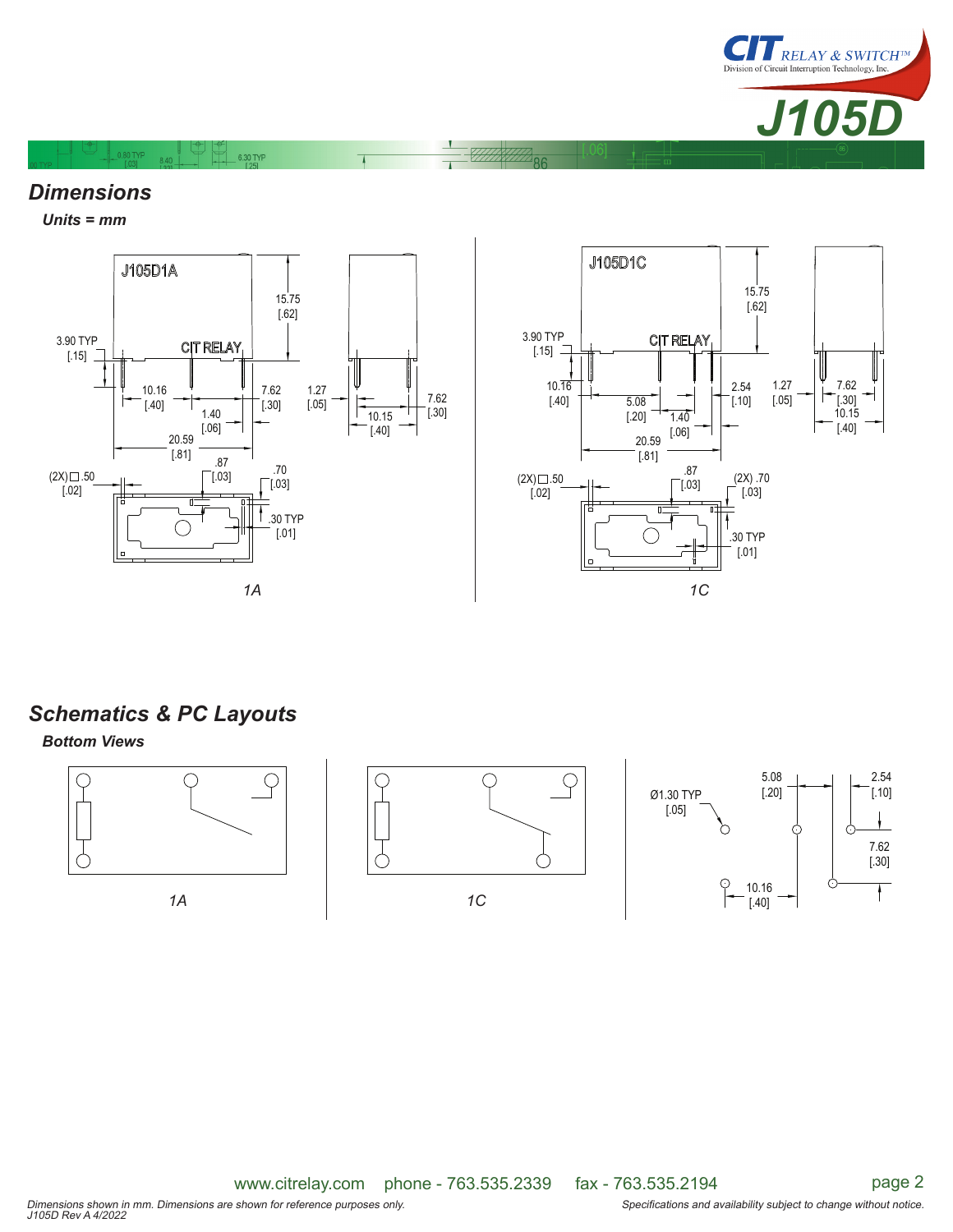# J105D

## Dimensions

***Units = mm***

J105D1A

CIT RELAY

15.75
[.62]

3.90 TYP
[.15]

10.16
[.40]

1.40
[.06]

7.62
[.30]

1.27
[.05]

10.15
[.40]

7.62
[.30]

20.59
[.81]

(2X) □ .50
[.02]

.87
[.03]

.70
[.03]

.30 TYP
[.01]

*1A*

J105D1C

CIT RELAY

15.75
[.62]

3.90 TYP
[.15]

10.16
[.40]

5.08
[.20]

1.40
[.06]

2.54
[.10]

1.27
[.05]

7.62
[.30]

10.15
[.40]

20.59
[.81]

(2X) □ .50
[.02]

.87
[.03]

(2X) .70
[.03]

.30 TYP
[.01]

*1C*

## Schematics & PC Layouts

***Bottom Views***

*1A*

*1C*

Ø1.30 TYP
[.05]

5.08
[.20]

2.54
[.10]

7.62
[.30]

10.16
[.40]

www.citrelay.com phone - 763.535.2339 fax - 763.535.2194

*Dimensions shown in mm. Dimensions are shown for reference purposes only.*
*J105D Rev A 4/2022*

*Specifications and availability subject to change without notice.*